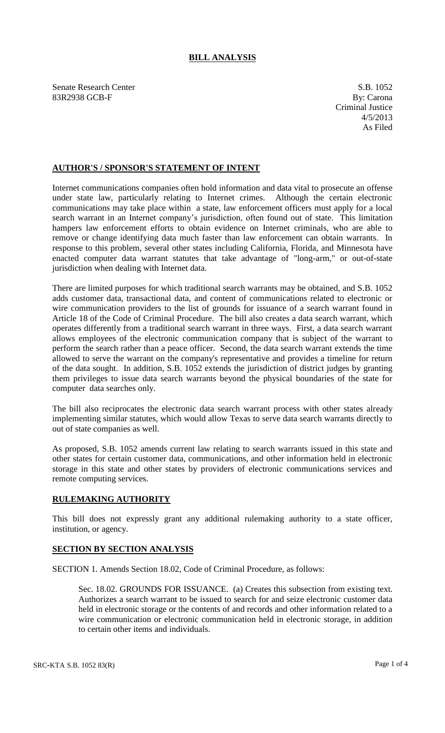# BILL ANALYSIS

Senate Research Center
83R2938 GCB-F

S.B. 1052
By: Carona
Criminal Justice
4/5/2013
As Filed

## AUTHOR'S / SPONSOR'S STATEMENT OF INTENT

Internet communications companies often hold information and data vital to prosecute an offense under state law, particularly relating to Internet crimes. Although the certain electronic communications may take place within a state, law enforcement officers must apply for a local search warrant in an Internet company's jurisdiction, often found out of state. This limitation hampers law enforcement efforts to obtain evidence on Internet criminals, who are able to remove or change identifying data much faster than law enforcement can obtain warrants. In response to this problem, several other states including California, Florida, and Minnesota have enacted computer data warrant statutes that take advantage of "long-arm," or out-of-state jurisdiction when dealing with Internet data.

There are limited purposes for which traditional search warrants may be obtained, and S.B. 1052 adds customer data, transactional data, and content of communications related to electronic or wire communication providers to the list of grounds for issuance of a search warrant found in Article 18 of the Code of Criminal Procedure. The bill also creates a data search warrant, which operates differently from a traditional search warrant in three ways. First, a data search warrant allows employees of the electronic communication company that is subject of the warrant to perform the search rather than a peace officer. Second, the data search warrant extends the time allowed to serve the warrant on the company's representative and provides a timeline for return of the data sought. In addition, S.B. 1052 extends the jurisdiction of district judges by granting them privileges to issue data search warrants beyond the physical boundaries of the state for computer data searches only.

The bill also reciprocates the electronic data search warrant process with other states already implementing similar statutes, which would allow Texas to serve data search warrants directly to out of state companies as well.

As proposed, S.B. 1052 amends current law relating to search warrants issued in this state and other states for certain customer data, communications, and other information held in electronic storage in this state and other states by providers of electronic communications services and remote computing services.

## RULEMAKING AUTHORITY

This bill does not expressly grant any additional rulemaking authority to a state officer, institution, or agency.

## SECTION BY SECTION ANALYSIS

SECTION 1. Amends Section 18.02, Code of Criminal Procedure, as follows:

Sec. 18.02. GROUNDS FOR ISSUANCE. (a) Creates this subsection from existing text. Authorizes a search warrant to be issued to search for and seize electronic customer data held in electronic storage or the contents of and records and other information related to a wire communication or electronic communication held in electronic storage, in addition to certain other items and individuals.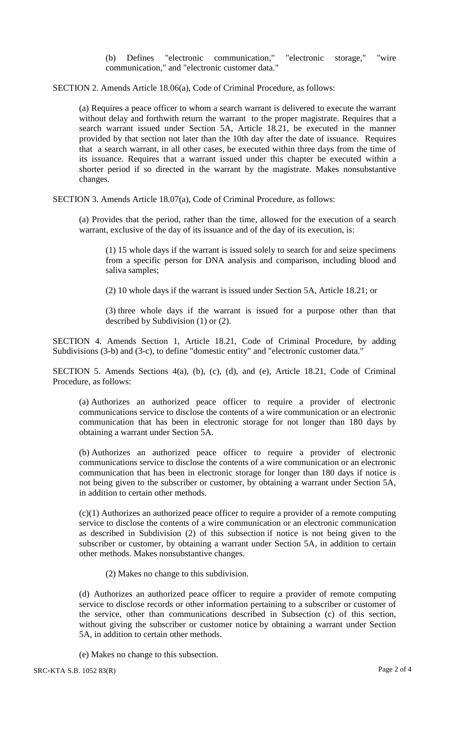(b) Defines "electronic communication," "electronic storage," "wire communication," and "electronic customer data."

SECTION 2. Amends Article 18.06(a), Code of Criminal Procedure, as follows:

(a) Requires a peace officer to whom a search warrant is delivered to execute the warrant without delay and forthwith return the warrant to the proper magistrate. Requires that a search warrant issued under Section 5A, Article 18.21, be executed in the manner provided by that section not later than the 10th day after the date of issuance. Requires that a search warrant, in all other cases, be executed within three days from the time of its issuance. Requires that a warrant issued under this chapter be executed within a shorter period if so directed in the warrant by the magistrate. Makes nonsubstantive changes.

SECTION 3. Amends Article 18.07(a), Code of Criminal Procedure, as follows:

(a) Provides that the period, rather than the time, allowed for the execution of a search warrant, exclusive of the day of its issuance and of the day of its execution, is:

(1) 15 whole days if the warrant is issued solely to search for and seize specimens from a specific person for DNA analysis and comparison, including blood and saliva samples;

(2) 10 whole days if the warrant is issued under Section 5A, Article 18.21; or

(3) three whole days if the warrant is issued for a purpose other than that described by Subdivision (1) or (2).

SECTION 4. Amends Section 1, Article 18.21, Code of Criminal Procedure, by adding Subdivisions (3-b) and (3-c), to define "domestic entity" and "electronic customer data."

SECTION 5. Amends Sections 4(a), (b), (c), (d), and (e), Article 18.21, Code of Criminal Procedure, as follows:

(a) Authorizes an authorized peace officer to require a provider of electronic communications service to disclose the contents of a wire communication or an electronic communication that has been in electronic storage for not longer than 180 days by obtaining a warrant under Section 5A.

(b) Authorizes an authorized peace officer to require a provider of electronic communications service to disclose the contents of a wire communication or an electronic communication that has been in electronic storage for longer than 180 days if notice is not being given to the subscriber or customer, by obtaining a warrant under Section 5A, in addition to certain other methods.

(c)(1) Authorizes an authorized peace officer to require a provider of a remote computing service to disclose the contents of a wire communication or an electronic communication as described in Subdivision (2) of this subsection if notice is not being given to the subscriber or customer, by obtaining a warrant under Section 5A, in addition to certain other methods. Makes nonsubstantive changes.

(2) Makes no change to this subdivision.

(d) Authorizes an authorized peace officer to require a provider of remote computing service to disclose records or other information pertaining to a subscriber or customer of the service, other than communications described in Subsection (c) of this section, without giving the subscriber or customer notice by obtaining a warrant under Section 5A, in addition to certain other methods.

(e) Makes no change to this subsection.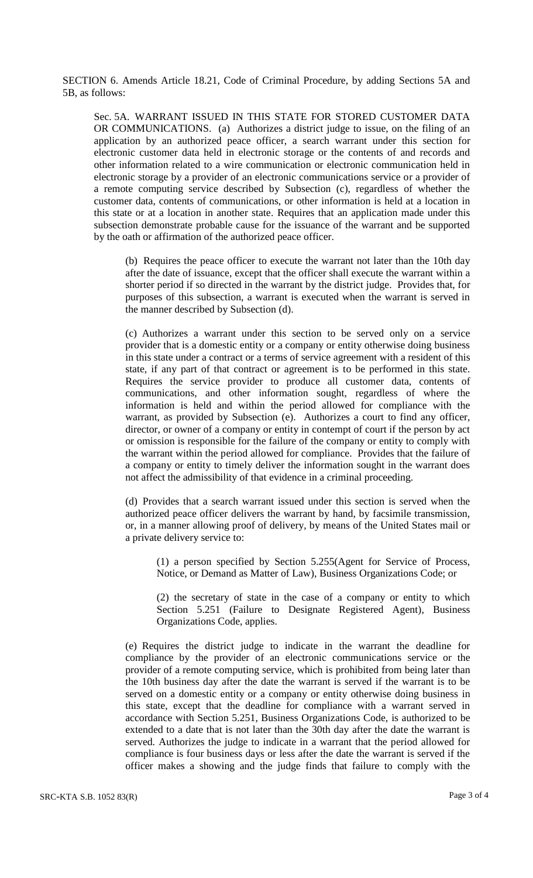SECTION 6. Amends Article 18.21, Code of Criminal Procedure, by adding Sections 5A and 5B, as follows:

Sec. 5A. WARRANT ISSUED IN THIS STATE FOR STORED CUSTOMER DATA OR COMMUNICATIONS. (a) Authorizes a district judge to issue, on the filing of an application by an authorized peace officer, a search warrant under this section for electronic customer data held in electronic storage or the contents of and records and other information related to a wire communication or electronic communication held in electronic storage by a provider of an electronic communications service or a provider of a remote computing service described by Subsection (c), regardless of whether the customer data, contents of communications, or other information is held at a location in this state or at a location in another state. Requires that an application made under this subsection demonstrate probable cause for the issuance of the warrant and be supported by the oath or affirmation of the authorized peace officer.

(b) Requires the peace officer to execute the warrant not later than the 10th day after the date of issuance, except that the officer shall execute the warrant within a shorter period if so directed in the warrant by the district judge. Provides that, for purposes of this subsection, a warrant is executed when the warrant is served in the manner described by Subsection (d).

(c) Authorizes a warrant under this section to be served only on a service provider that is a domestic entity or a company or entity otherwise doing business in this state under a contract or a terms of service agreement with a resident of this state, if any part of that contract or agreement is to be performed in this state. Requires the service provider to produce all customer data, contents of communications, and other information sought, regardless of where the information is held and within the period allowed for compliance with the warrant, as provided by Subsection (e). Authorizes a court to find any officer, director, or owner of a company or entity in contempt of court if the person by act or omission is responsible for the failure of the company or entity to comply with the warrant within the period allowed for compliance. Provides that the failure of a company or entity to timely deliver the information sought in the warrant does not affect the admissibility of that evidence in a criminal proceeding.

(d) Provides that a search warrant issued under this section is served when the authorized peace officer delivers the warrant by hand, by facsimile transmission, or, in a manner allowing proof of delivery, by means of the United States mail or a private delivery service to:

(1) a person specified by Section 5.255(Agent for Service of Process, Notice, or Demand as Matter of Law), Business Organizations Code; or

(2) the secretary of state in the case of a company or entity to which Section 5.251 (Failure to Designate Registered Agent), Business Organizations Code, applies.

(e) Requires the district judge to indicate in the warrant the deadline for compliance by the provider of an electronic communications service or the provider of a remote computing service, which is prohibited from being later than the 10th business day after the date the warrant is served if the warrant is to be served on a domestic entity or a company or entity otherwise doing business in this state, except that the deadline for compliance with a warrant served in accordance with Section 5.251, Business Organizations Code, is authorized to be extended to a date that is not later than the 30th day after the date the warrant is served. Authorizes the judge to indicate in a warrant that the period allowed for compliance is four business days or less after the date the warrant is served if the officer makes a showing and the judge finds that failure to comply with the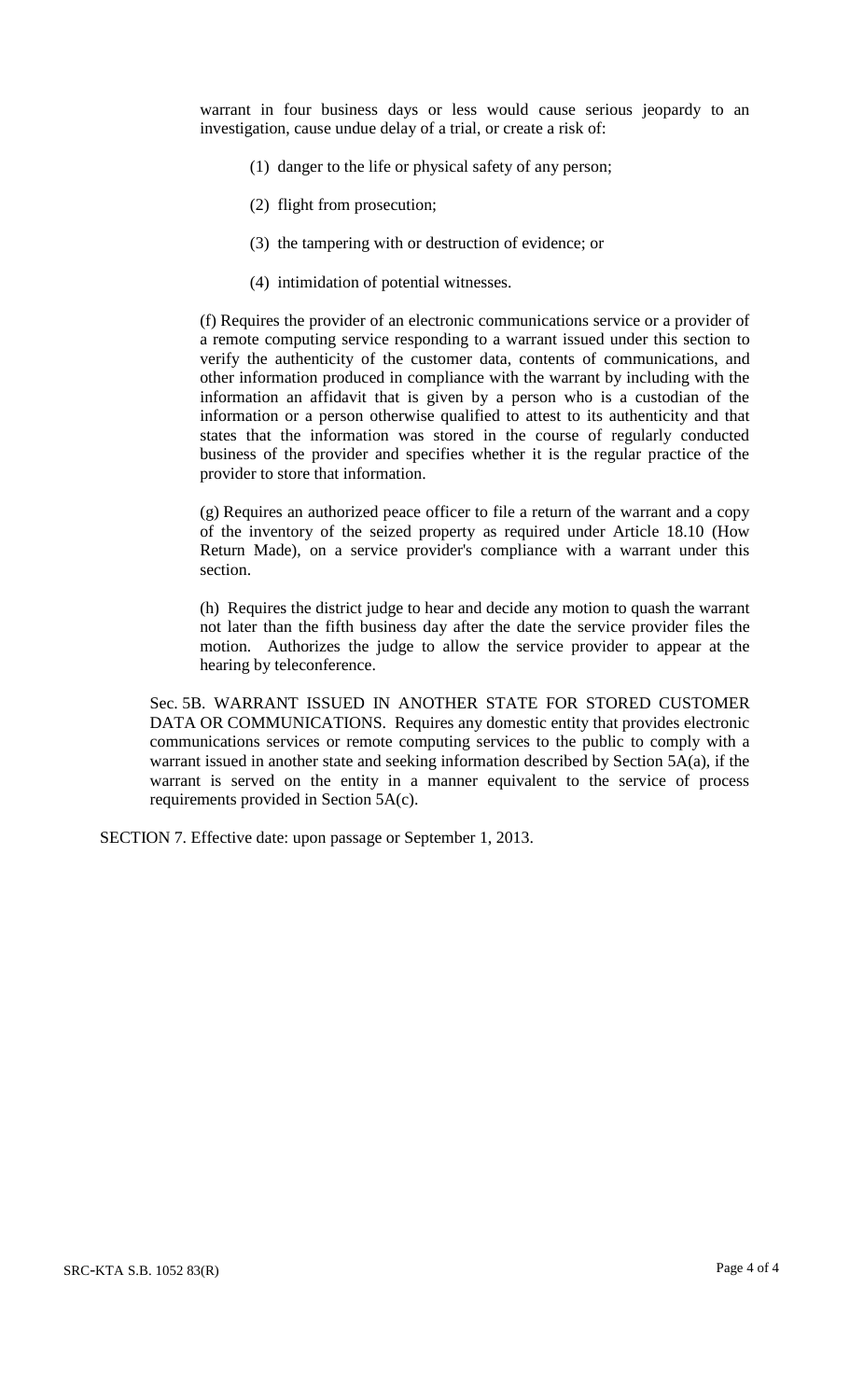warrant in four business days or less would cause serious jeopardy to an investigation, cause undue delay of a trial, or create a risk of:

(1) danger to the life or physical safety of any person;

(2) flight from prosecution;

(3) the tampering with or destruction of evidence; or

(4) intimidation of potential witnesses.

(f) Requires the provider of an electronic communications service or a provider of a remote computing service responding to a warrant issued under this section to verify the authenticity of the customer data, contents of communications, and other information produced in compliance with the warrant by including with the information an affidavit that is given by a person who is a custodian of the information or a person otherwise qualified to attest to its authenticity and that states that the information was stored in the course of regularly conducted business of the provider and specifies whether it is the regular practice of the provider to store that information.

(g) Requires an authorized peace officer to file a return of the warrant and a copy of the inventory of the seized property as required under Article 18.10 (How Return Made), on a service provider's compliance with a warrant under this section.

(h) Requires the district judge to hear and decide any motion to quash the warrant not later than the fifth business day after the date the service provider files the motion. Authorizes the judge to allow the service provider to appear at the hearing by teleconference.

Sec. 5B. WARRANT ISSUED IN ANOTHER STATE FOR STORED CUSTOMER DATA OR COMMUNICATIONS. Requires any domestic entity that provides electronic communications services or remote computing services to the public to comply with a warrant issued in another state and seeking information described by Section 5A(a), if the warrant is served on the entity in a manner equivalent to the service of process requirements provided in Section 5A(c).

SECTION 7. Effective date: upon passage or September 1, 2013.